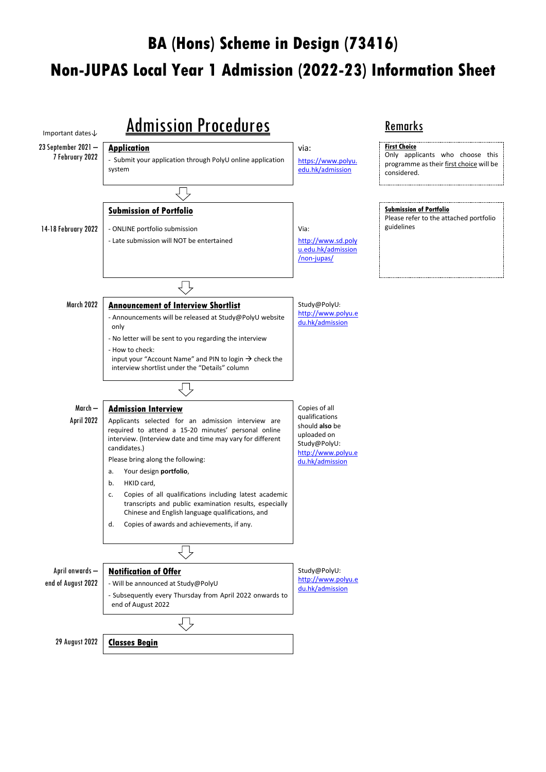# BA (Hons) Scheme in Design (73416)

# Non-JUPAS Local Year 1 Admission (2022-23) Information Sheet

## Admission Procedures

| Important dates↓ | Procedure | Via | Remarks |
|---|---|---|---|
| 23 September 2021 – 7 February 2022 | **Application**<br>- Submit your application through PolyU online application system | via: https://www.polyu.edu.hk/admission | **First Choice**<br>Only applicants who choose this programme as their first choice will be considered. |
| 14-18 February 2022 | **Submission of Portfolio**<br>- ONLINE portfolio submission<br>- Late submission will NOT be entertained | Via: http://www.sd.polyu.edu.hk/admission/non-jupas/ | **Submission of Portfolio**<br>Please refer to the attached portfolio guidelines |
| March 2022 | **Announcement of Interview Shortlist**<br>- Announcements will be released at Study@PolyU website only<br>- No letter will be sent to you regarding the interview<br>- How to check:<br>input your "Account Name" and PIN to login → check the interview shortlist under the "Details" column | Study@PolyU: http://www.polyu.edu.hk/admission | |
| March – April 2022 | **Admission Interview**<br>Applicants selected for an admission interview are required to attend a 15-20 minutes' personal online interview. (Interview date and time may vary for different candidates.)<br>Please bring along the following:<br>a. Your design **portfolio**,<br>b. HKID card,<br>c. Copies of all qualifications including latest academic transcripts and public examination results, especially Chinese and English language qualifications, and<br>d. Copies of awards and achievements, if any. | Copies of all qualifications should **also** be uploaded on Study@PolyU: http://www.polyu.edu.hk/admission | |
| April onwards – end of August 2022 | **Notification of Offer**<br>- Will be announced at Study@PolyU<br>- Subsequently every Thursday from April 2022 onwards to end of August 2022 | Study@PolyU: http://www.polyu.edu.hk/admission | |
| 29 August 2022 | **Classes Begin** | | |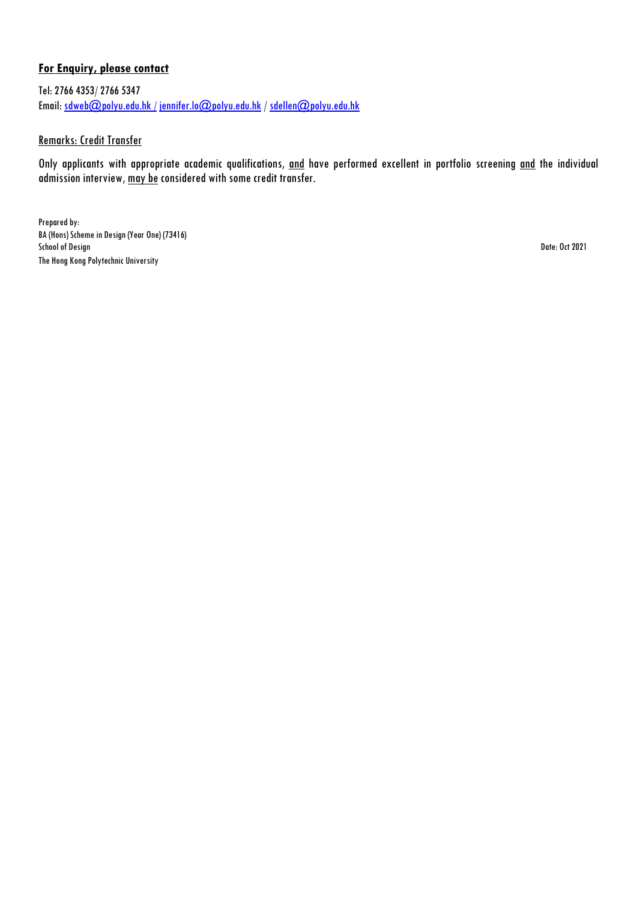**For Enquiry, please contact**

Tel: 2766 4353/ 2766 5347
Email: sdweb@polyu.edu.hk / jennifer.lo@polyu.edu.hk / sdellen@polyu.edu.hk

Remarks: Credit Transfer

Only applicants with appropriate academic qualifications, and have performed excellent in portfolio screening and the individual admission interview, may be considered with some credit transfer.

Prepared by:
BA (Hons) Scheme in Design (Year One) (73416)
School of Design
The Hong Kong Polytechnic University

Date: Oct 2021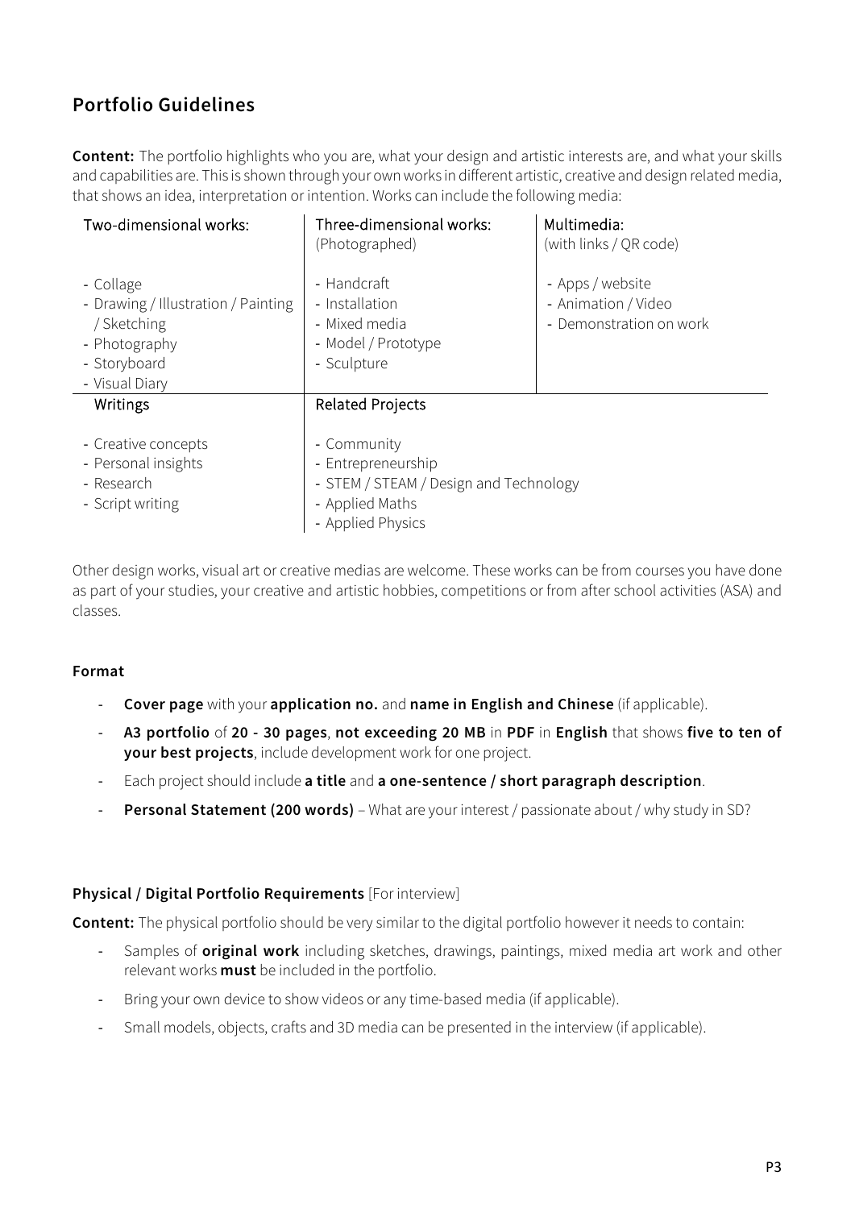## Portfolio Guidelines

**Content:** The portfolio highlights who you are, what your design and artistic interests are, and what your skills and capabilities are. This is shown through your own works in different artistic, creative and design related media, that shows an idea, interpretation or intention. Works can include the following media:

| Two-dimensional works: | Three-dimensional works: (Photographed) | Multimedia: (with links / QR code) |
|---|---|---|
| - Collage<br>- Drawing / Illustration / Painting / Sketching<br>- Photography<br>- Storyboard<br>- Visual Diary | - Handcraft<br>- Installation<br>- Mixed media<br>- Model / Prototype<br>- Sculpture | - Apps / website<br>- Animation / Video<br>- Demonstration on work |
| **Writings** | **Related Projects** | |
| - Creative concepts<br>- Personal insights<br>- Research<br>- Script writing | - Community<br>- Entrepreneurship<br>- STEM / STEAM / Design and Technology<br>- Applied Maths<br>- Applied Physics | |

Other design works, visual art or creative medias are welcome. These works can be from courses you have done as part of your studies, your creative and artistic hobbies, competitions or from after school activities (ASA) and classes.

### Format

- **Cover page** with your **application no.** and **name in English and Chinese** (if applicable).
- **A3 portfolio** of **20 - 30 pages**, **not exceeding 20 MB** in **PDF** in **English** that shows **five to ten of your best projects**, include development work for one project.
- Each project should include **a title** and **a one-sentence / short paragraph description**.
- **Personal Statement (200 words)** – What are your interest / passionate about / why study in SD?

### Physical / Digital Portfolio Requirements [For interview]

**Content:** The physical portfolio should be very similar to the digital portfolio however it needs to contain:

- Samples of **original work** including sketches, drawings, paintings, mixed media art work and other relevant works **must** be included in the portfolio.
- Bring your own device to show videos or any time-based media (if applicable).
- Small models, objects, crafts and 3D media can be presented in the interview (if applicable).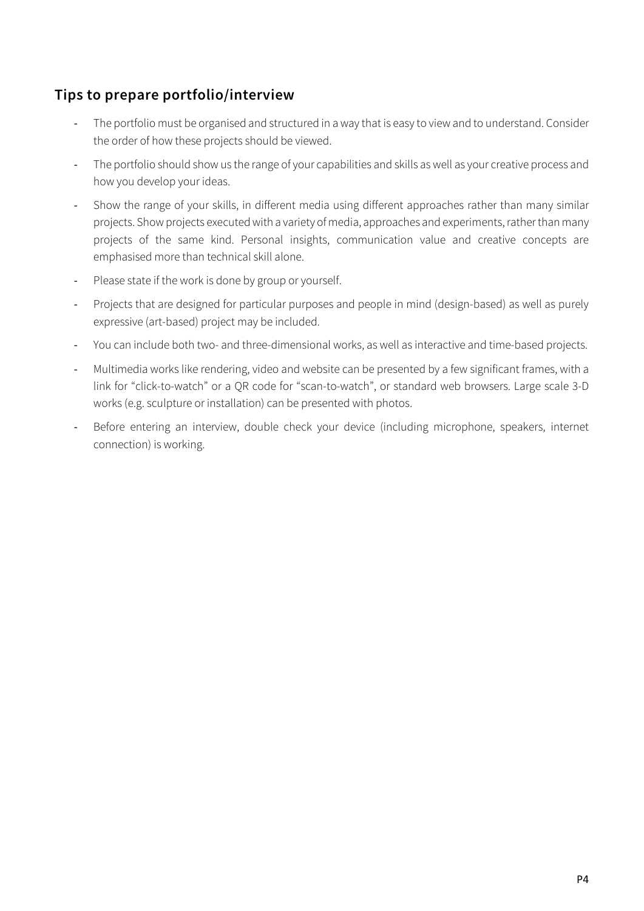## Tips to prepare portfolio/interview

- The portfolio must be organised and structured in a way that is easy to view and to understand. Consider the order of how these projects should be viewed.
- The portfolio should show us the range of your capabilities and skills as well as your creative process and how you develop your ideas.
- Show the range of your skills, in different media using different approaches rather than many similar projects. Show projects executed with a variety of media, approaches and experiments, rather than many projects of the same kind. Personal insights, communication value and creative concepts are emphasised more than technical skill alone.
- Please state if the work is done by group or yourself.
- Projects that are designed for particular purposes and people in mind (design-based) as well as purely expressive (art-based) project may be included.
- You can include both two- and three-dimensional works, as well as interactive and time-based projects.
- Multimedia works like rendering, video and website can be presented by a few significant frames, with a link for "click-to-watch" or a QR code for "scan-to-watch", or standard web browsers. Large scale 3-D works (e.g. sculpture or installation) can be presented with photos.
- Before entering an interview, double check your device (including microphone, speakers, internet connection) is working.